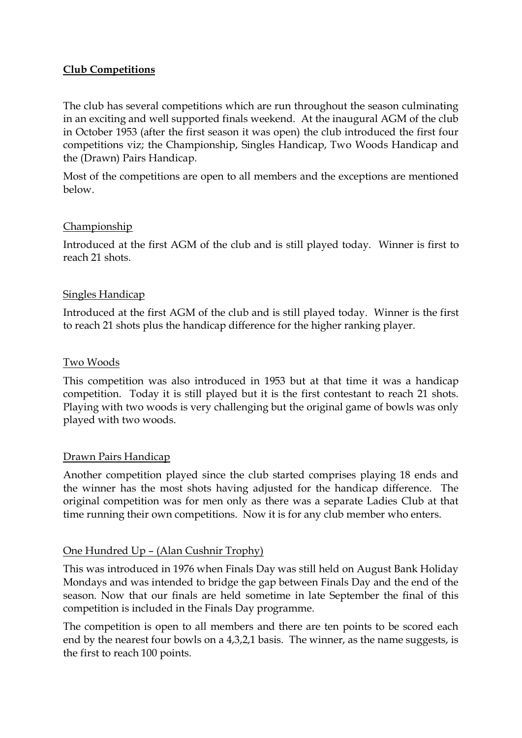# **Club Competitions**

The club has several competitions which are run throughout the season culminating in an exciting and well supported finals weekend. At the inaugural AGM of the club in October 1953 (after the first season it was open) the club introduced the first four competitions viz; the Championship, Singles Handicap, Two Woods Handicap and the (Drawn) Pairs Handicap.

Most of the competitions are open to all members and the exceptions are mentioned below.

## Championship

Introduced at the first AGM of the club and is still played today. Winner is first to reach 21 shots.

## Singles Handicap

Introduced at the first AGM of the club and is still played today. Winner is the first to reach 21 shots plus the handicap difference for the higher ranking player.

## Two Woods

This competition was also introduced in 1953 but at that time it was a handicap competition. Today it is still played but it is the first contestant to reach 21 shots. Playing with two woods is very challenging but the original game of bowls was only played with two woods.

## Drawn Pairs Handicap

Another competition played since the club started comprises playing 18 ends and the winner has the most shots having adjusted for the handicap difference. The original competition was for men only as there was a separate Ladies Club at that time running their own competitions. Now it is for any club member who enters.

## One Hundred Up – (Alan Cushnir Trophy)

This was introduced in 1976 when Finals Day was still held on August Bank Holiday Mondays and was intended to bridge the gap between Finals Day and the end of the season. Now that our finals are held sometime in late September the final of this competition is included in the Finals Day programme.

The competition is open to all members and there are ten points to be scored each end by the nearest four bowls on a 4,3,2,1 basis. The winner, as the name suggests, is the first to reach 100 points.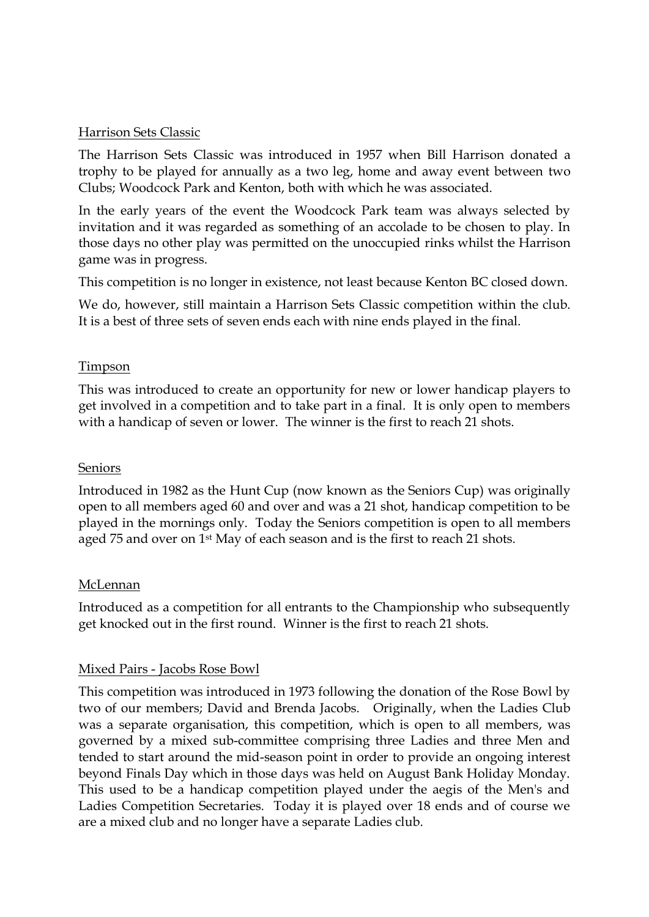## Harrison Sets Classic

The Harrison Sets Classic was introduced in 1957 when Bill Harrison donated a trophy to be played for annually as a two leg, home and away event between two Clubs; Woodcock Park and Kenton, both with which he was associated.

In the early years of the event the Woodcock Park team was always selected by invitation and it was regarded as something of an accolade to be chosen to play. In those days no other play was permitted on the unoccupied rinks whilst the Harrison game was in progress.

This competition is no longer in existence, not least because Kenton BC closed down.

We do, however, still maintain a Harrison Sets Classic competition within the club. It is a best of three sets of seven ends each with nine ends played in the final.

## Timpson

This was introduced to create an opportunity for new or lower handicap players to get involved in a competition and to take part in a final. It is only open to members with a handicap of seven or lower. The winner is the first to reach 21 shots.

## Seniors

Introduced in 1982 as the Hunt Cup (now known as the Seniors Cup) was originally open to all members aged 60 and over and was a 21 shot, handicap competition to be played in the mornings only. Today the Seniors competition is open to all members aged 75 and over on 1st May of each season and is the first to reach 21 shots.

## McLennan

Introduced as a competition for all entrants to the Championship who subsequently get knocked out in the first round. Winner is the first to reach 21 shots.

## Mixed Pairs - Jacobs Rose Bowl

This competition was introduced in 1973 following the donation of the Rose Bowl by two of our members; David and Brenda Jacobs. Originally, when the Ladies Club was a separate organisation, this competition, which is open to all members, was governed by a mixed sub-committee comprising three Ladies and three Men and tended to start around the mid-season point in order to provide an ongoing interest beyond Finals Day which in those days was held on August Bank Holiday Monday. This used to be a handicap competition played under the aegis of the Men's and Ladies Competition Secretaries. Today it is played over 18 ends and of course we are a mixed club and no longer have a separate Ladies club.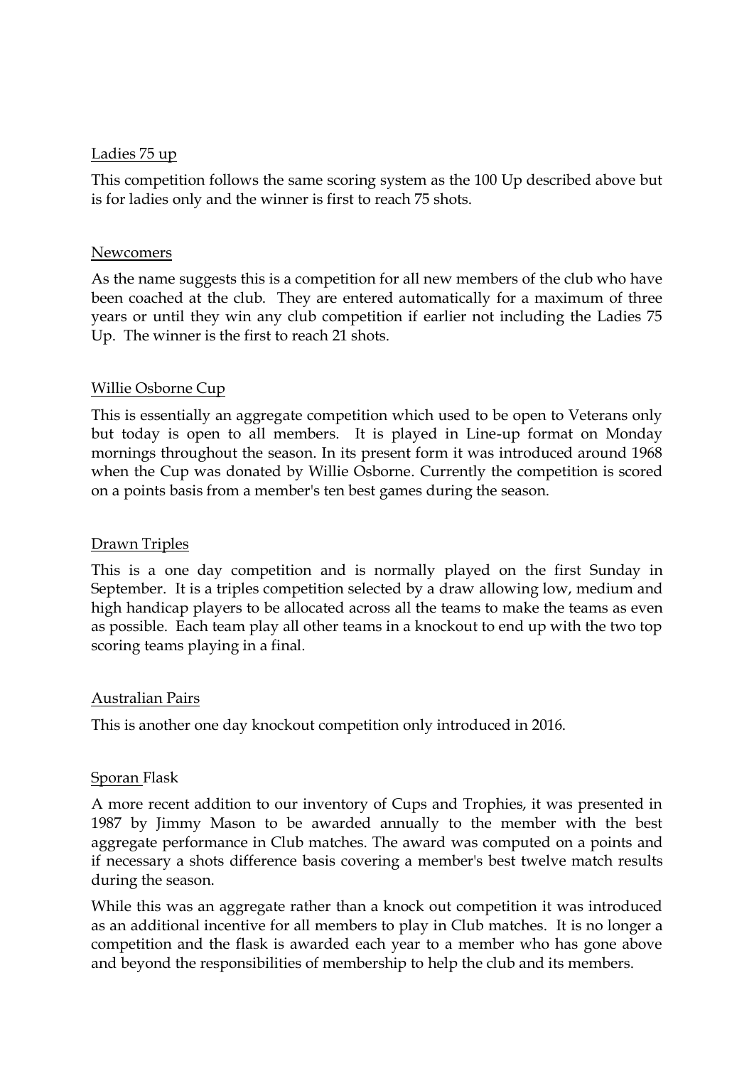Ladies 75 up

This competition follows the same scoring system as the 100 Up described above but is for ladies only and the winner is first to reach 75 shots.

Newcomers

As the name suggests this is a competition for all new members of the club who have been coached at the club. They are entered automatically for a maximum of three years or until they win any club competition if earlier not including the Ladies 75 Up. The winner is the first to reach 21 shots.

Willie Osborne Cup

This is essentially an aggregate competition which used to be open to Veterans only but today is open to all members. It is played in Line-up format on Monday mornings throughout the season. In its present form it was introduced around 1968 when the Cup was donated by Willie Osborne. Currently the competition is scored on a points basis from a member's ten best games during the season.

Drawn Triples

This is a one day competition and is normally played on the first Sunday in September. It is a triples competition selected by a draw allowing low, medium and high handicap players to be allocated across all the teams to make the teams as even as possible. Each team play all other teams in a knockout to end up with the two top scoring teams playing in a final.

Australian Pairs

This is another one day knockout competition only introduced in 2016.

Sporan Flask

A more recent addition to our inventory of Cups and Trophies, it was presented in 1987 by Jimmy Mason to be awarded annually to the member with the best aggregate performance in Club matches. The award was computed on a points and if necessary a shots difference basis covering a member's best twelve match results during the season.

While this was an aggregate rather than a knock out competition it was introduced as an additional incentive for all members to play in Club matches. It is no longer a competition and the flask is awarded each year to a member who has gone above and beyond the responsibilities of membership to help the club and its members.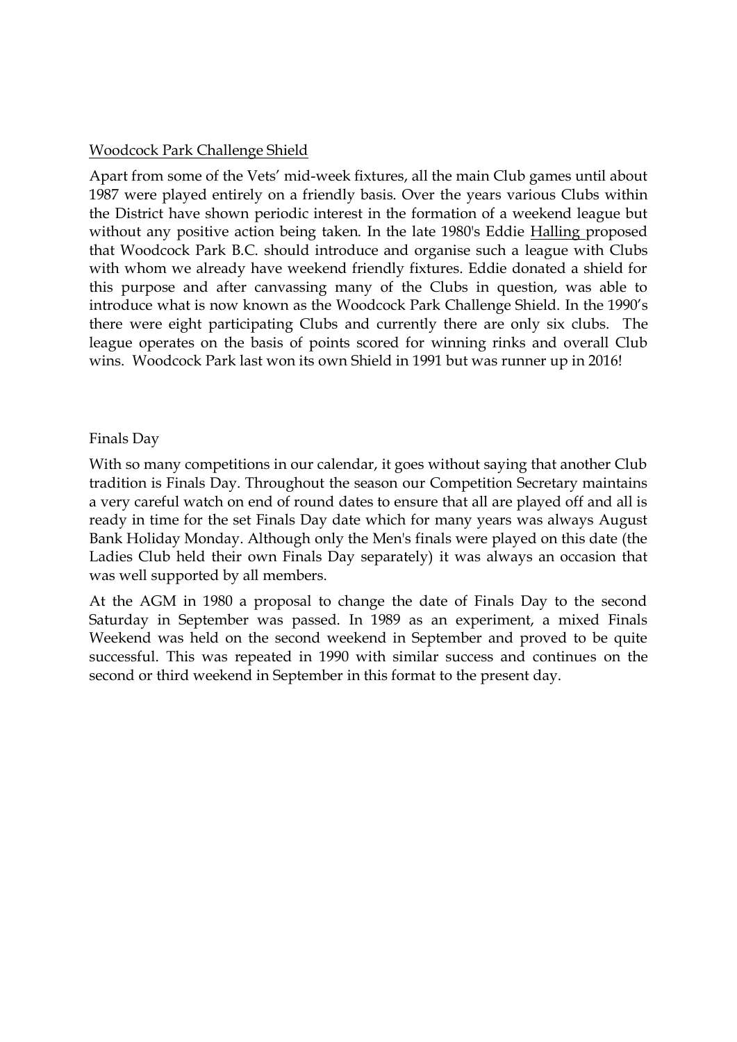Woodcock Park Challenge Shield

Apart from some of the Vets' mid-week fixtures, all the main Club games until about 1987 were played entirely on a friendly basis. Over the years various Clubs within the District have shown periodic interest in the formation of a weekend league but without any positive action being taken. In the late 1980's Eddie Halling proposed that Woodcock Park B.C. should introduce and organise such a league with Clubs with whom we already have weekend friendly fixtures. Eddie donated a shield for this purpose and after canvassing many of the Clubs in question, was able to introduce what is now known as the Woodcock Park Challenge Shield. In the 1990's there were eight participating Clubs and currently there are only six clubs. The league operates on the basis of points scored for winning rinks and overall Club wins. Woodcock Park last won its own Shield in 1991 but was runner up in 2016!

Finals Day

With so many competitions in our calendar, it goes without saying that another Club tradition is Finals Day. Throughout the season our Competition Secretary maintains a very careful watch on end of round dates to ensure that all are played off and all is ready in time for the set Finals Day date which for many years was always August Bank Holiday Monday. Although only the Men's finals were played on this date (the Ladies Club held their own Finals Day separately) it was always an occasion that was well supported by all members.

At the AGM in 1980 a proposal to change the date of Finals Day to the second Saturday in September was passed. In 1989 as an experiment, a mixed Finals Weekend was held on the second weekend in September and proved to be quite successful. This was repeated in 1990 with similar success and continues on the second or third weekend in September in this format to the present day.